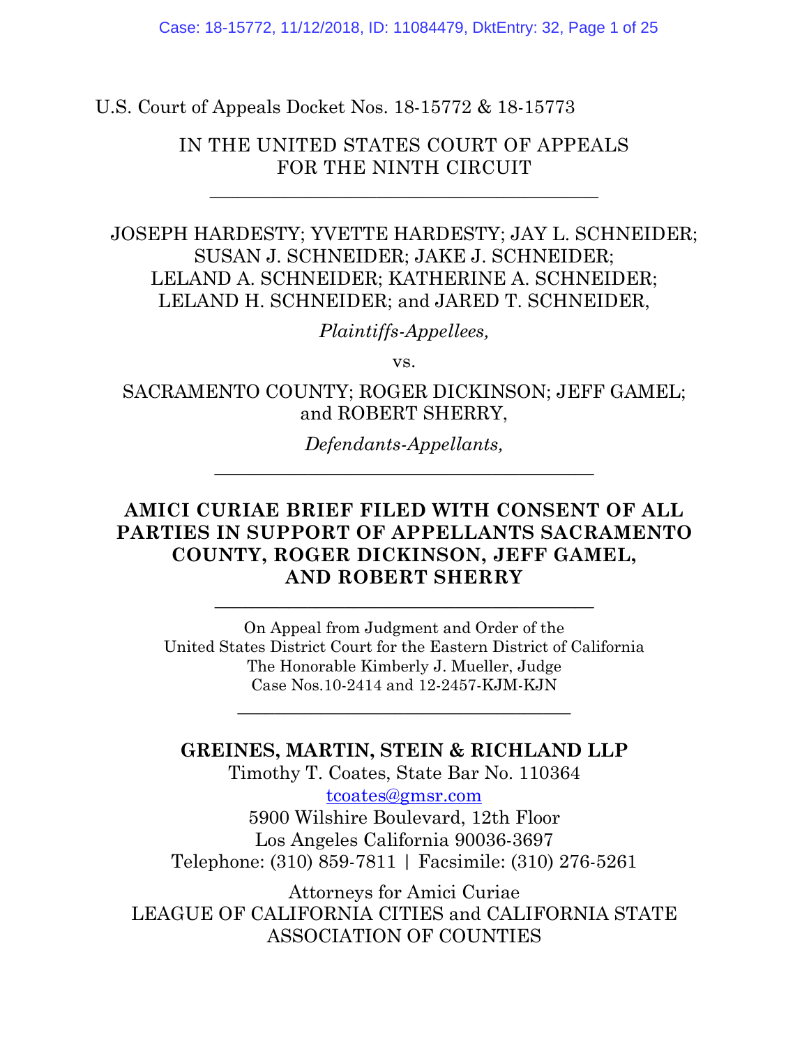U.S. Court of Appeals Docket Nos. 18-15772 & 18-15773

IN THE UNITED STATES COURT OF APPEALS
FOR THE NINTH CIRCUIT

---

JOSEPH HARDESTY; YVETTE HARDESTY; JAY L. SCHNEIDER; SUSAN J. SCHNEIDER; JAKE J. SCHNEIDER; LELAND A. SCHNEIDER; KATHERINE A. SCHNEIDER; LELAND H. SCHNEIDER; and JARED T. SCHNEIDER,

*Plaintiffs-Appellees,*

vs.

SACRAMENTO COUNTY; ROGER DICKINSON; JEFF GAMEL; and ROBERT SHERRY,

*Defendants-Appellants,*

---

**AMICI CURIAE BRIEF FILED WITH CONSENT OF ALL PARTIES IN SUPPORT OF APPELLANTS SACRAMENTO COUNTY, ROGER DICKINSON, JEFF GAMEL, AND ROBERT SHERRY**

---

On Appeal from Judgment and Order of the
United States District Court for the Eastern District of California
The Honorable Kimberly J. Mueller, Judge
Case Nos.10-2414 and 12-2457-KJM-KJN

---

**GREINES, MARTIN, STEIN & RICHLAND LLP**
Timothy T. Coates, State Bar No. 110364
tcoates@gmsr.com
5900 Wilshire Boulevard, 12th Floor
Los Angeles California 90036-3697
Telephone: (310) 859-7811 | Facsimile: (310) 276-5261

Attorneys for Amici Curiae
LEAGUE OF CALIFORNIA CITIES and CALIFORNIA STATE ASSOCIATION OF COUNTIES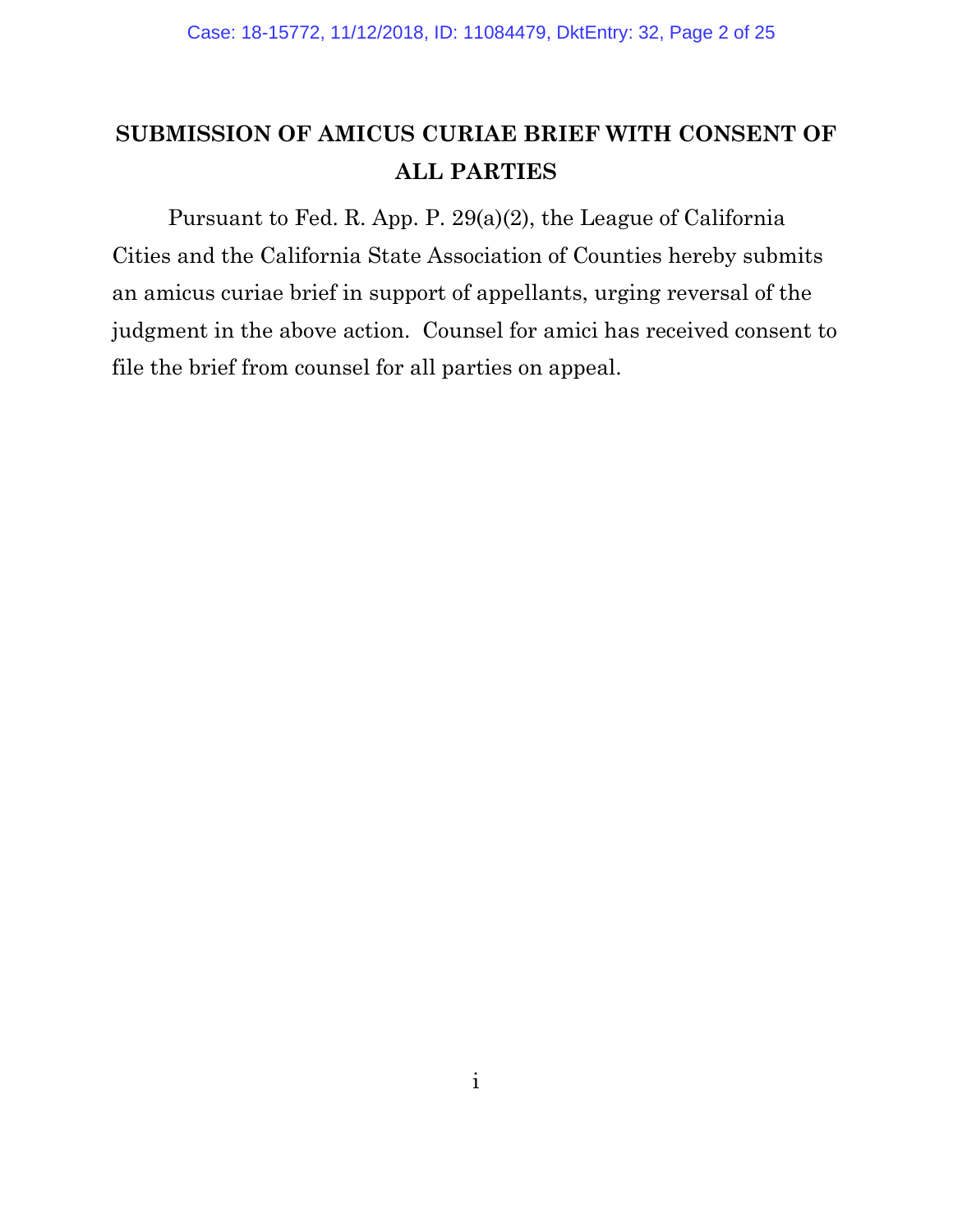# SUBMISSION OF AMICUS CURIAE BRIEF WITH CONSENT OF ALL PARTIES

Pursuant to Fed. R. App. P. 29(a)(2), the League of California Cities and the California State Association of Counties hereby submits an amicus curiae brief in support of appellants, urging reversal of the judgment in the above action. Counsel for amici has received consent to file the brief from counsel for all parties on appeal.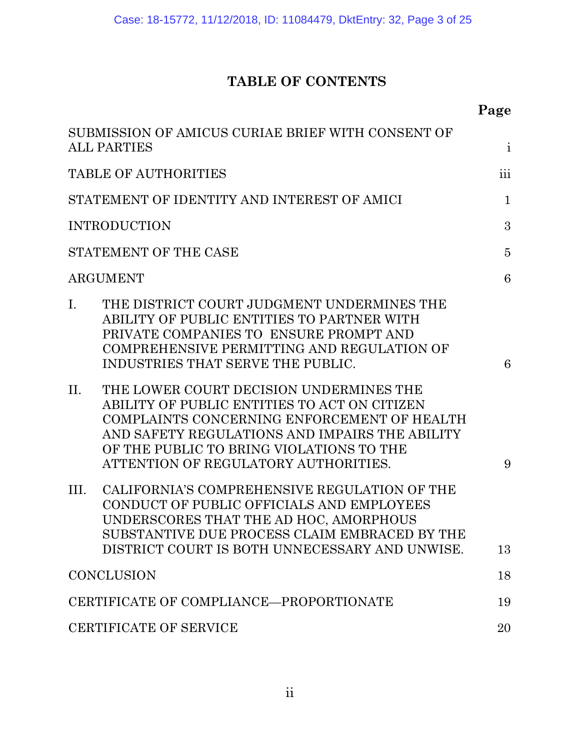# TABLE OF CONTENTS

| | Page |
|---|---|
| SUBMISSION OF AMICUS CURIAE BRIEF WITH CONSENT OF ALL PARTIES | i |
| TABLE OF AUTHORITIES | iii |
| STATEMENT OF IDENTITY AND INTEREST OF AMICI | 1 |
| INTRODUCTION | 3 |
| STATEMENT OF THE CASE | 5 |
| ARGUMENT | 6 |
| I. THE DISTRICT COURT JUDGMENT UNDERMINES THE ABILITY OF PUBLIC ENTITIES TO PARTNER WITH PRIVATE COMPANIES TO ENSURE PROMPT AND COMPREHENSIVE PERMITTING AND REGULATION OF INDUSTRIES THAT SERVE THE PUBLIC. | 6 |
| II. THE LOWER COURT DECISION UNDERMINES THE ABILITY OF PUBLIC ENTITIES TO ACT ON CITIZEN COMPLAINTS CONCERNING ENFORCEMENT OF HEALTH AND SAFETY REGULATIONS AND IMPAIRS THE ABILITY OF THE PUBLIC TO BRING VIOLATIONS TO THE ATTENTION OF REGULATORY AUTHORITIES. | 9 |
| III. CALIFORNIA'S COMPREHENSIVE REGULATION OF THE CONDUCT OF PUBLIC OFFICIALS AND EMPLOYEES UNDERSCORES THAT THE AD HOC, AMORPHOUS SUBSTANTIVE DUE PROCESS CLAIM EMBRACED BY THE DISTRICT COURT IS BOTH UNNECESSARY AND UNWISE. | 13 |
| CONCLUSION | 18 |
| CERTIFICATE OF COMPLIANCE—PROPORTIONATE | 19 |
| CERTIFICATE OF SERVICE | 20 |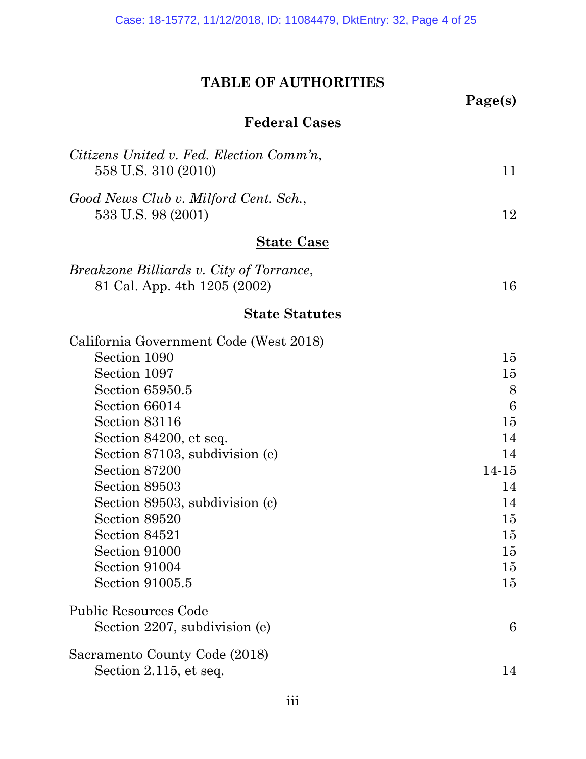# TABLE OF AUTHORITIES

| | Page(s) |
|---|---|
| **Federal Cases** | |
| *Citizens United v. Fed. Election Comm'n*, 558 U.S. 310 (2010) | 11 |
| *Good News Club v. Milford Cent. Sch.*, 533 U.S. 98 (2001) | 12 |
| **State Case** | |
| *Breakzone Billiards v. City of Torrance*, 81 Cal. App. 4th 1205 (2002) | 16 |
| **State Statutes** | |
| California Government Code (West 2018) | |
| Section 1090 | 15 |
| Section 1097 | 15 |
| Section 65950.5 | 8 |
| Section 66014 | 6 |
| Section 83116 | 15 |
| Section 84200, et seq. | 14 |
| Section 87103, subdivision (e) | 14 |
| Section 87200 | 14-15 |
| Section 89503 | 14 |
| Section 89503, subdivision (c) | 14 |
| Section 89520 | 15 |
| Section 84521 | 15 |
| Section 91000 | 15 |
| Section 91004 | 15 |
| Section 91005.5 | 15 |
| Public Resources Code | |
| Section 2207, subdivision (e) | 6 |
| Sacramento County Code (2018) | |
| Section 2.115, et seq. | 14 |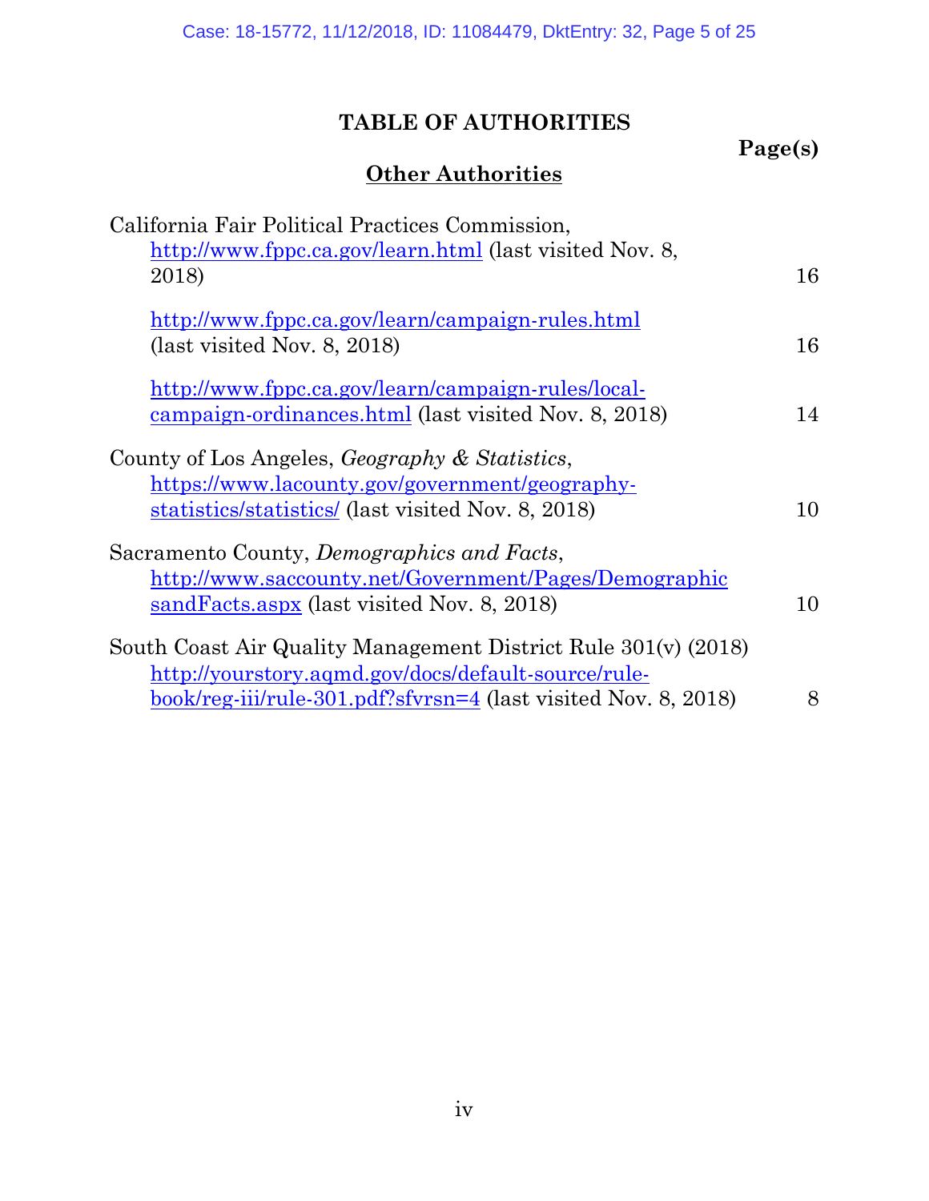# TABLE OF AUTHORITIES

**Page(s)**

## Other Authorities

| | |
|---|---|
| California Fair Political Practices Commission, http://www.fppc.ca.gov/learn.html (last visited Nov. 8, 2018) | 16 |
| http://www.fppc.ca.gov/learn/campaign-rules.html (last visited Nov. 8, 2018) | 16 |
| http://www.fppc.ca.gov/learn/campaign-rules/local-campaign-ordinances.html (last visited Nov. 8, 2018) | 14 |
| County of Los Angeles, *Geography & Statistics*, https://www.lacounty.gov/government/geography-statistics/statistics/ (last visited Nov. 8, 2018) | 10 |
| Sacramento County, *Demographics and Facts*, http://www.saccounty.net/Government/Pages/DemographicsandFacts.aspx (last visited Nov. 8, 2018) | 10 |
| South Coast Air Quality Management District Rule 301(v) (2018) http://yourstory.aqmd.gov/docs/default-source/rule-book/reg-iii/rule-301.pdf?sfvrsn=4 (last visited Nov. 8, 2018) | 8 |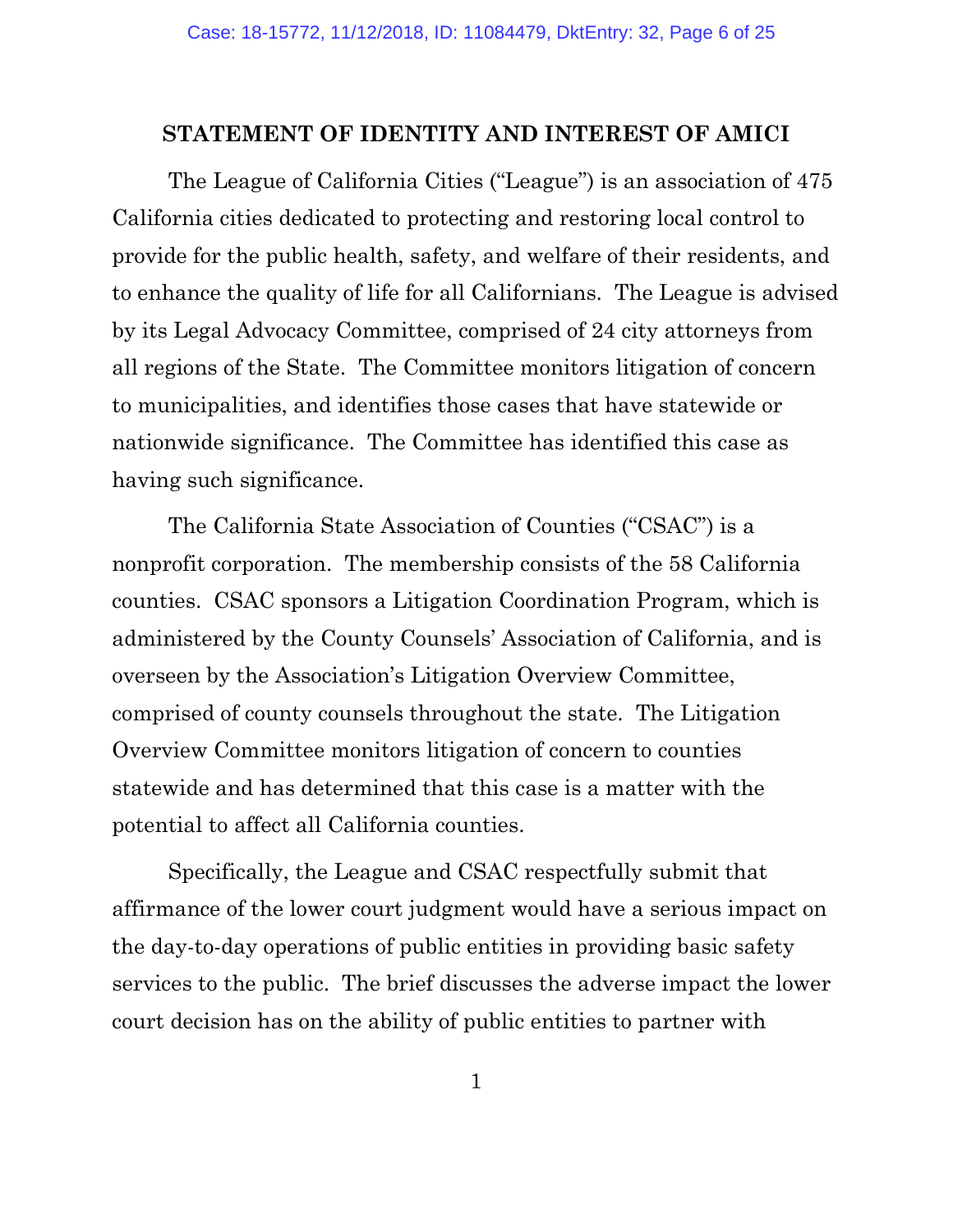## STATEMENT OF IDENTITY AND INTEREST OF AMICI

The League of California Cities ("League") is an association of 475 California cities dedicated to protecting and restoring local control to provide for the public health, safety, and welfare of their residents, and to enhance the quality of life for all Californians. The League is advised by its Legal Advocacy Committee, comprised of 24 city attorneys from all regions of the State. The Committee monitors litigation of concern to municipalities, and identifies those cases that have statewide or nationwide significance. The Committee has identified this case as having such significance.

The California State Association of Counties ("CSAC") is a nonprofit corporation. The membership consists of the 58 California counties. CSAC sponsors a Litigation Coordination Program, which is administered by the County Counsels' Association of California, and is overseen by the Association's Litigation Overview Committee, comprised of county counsels throughout the state. The Litigation Overview Committee monitors litigation of concern to counties statewide and has determined that this case is a matter with the potential to affect all California counties.

Specifically, the League and CSAC respectfully submit that affirmance of the lower court judgment would have a serious impact on the day-to-day operations of public entities in providing basic safety services to the public. The brief discusses the adverse impact the lower court decision has on the ability of public entities to partner with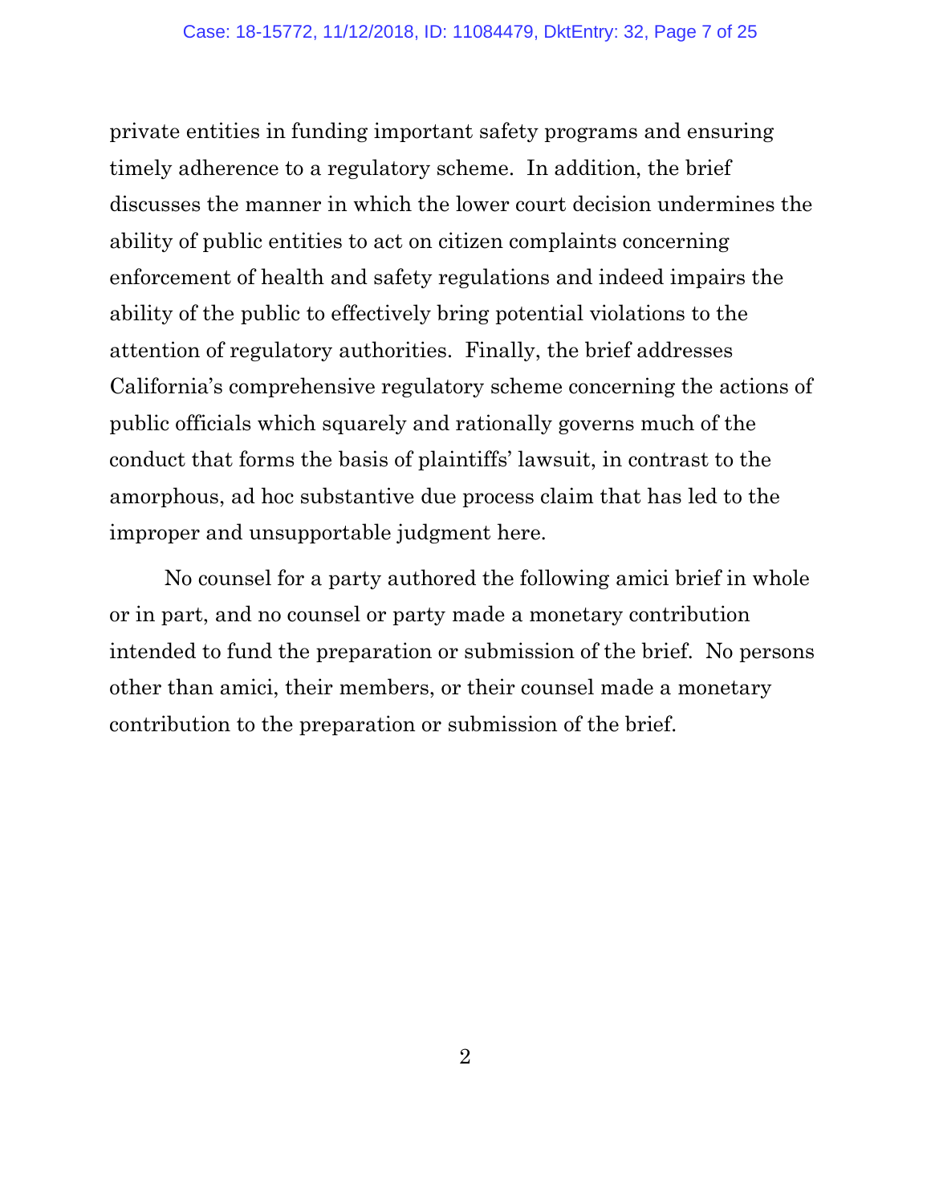private entities in funding important safety programs and ensuring timely adherence to a regulatory scheme. In addition, the brief discusses the manner in which the lower court decision undermines the ability of public entities to act on citizen complaints concerning enforcement of health and safety regulations and indeed impairs the ability of the public to effectively bring potential violations to the attention of regulatory authorities. Finally, the brief addresses California's comprehensive regulatory scheme concerning the actions of public officials which squarely and rationally governs much of the conduct that forms the basis of plaintiffs' lawsuit, in contrast to the amorphous, ad hoc substantive due process claim that has led to the improper and unsupportable judgment here.

No counsel for a party authored the following amici brief in whole or in part, and no counsel or party made a monetary contribution intended to fund the preparation or submission of the brief. No persons other than amici, their members, or their counsel made a monetary contribution to the preparation or submission of the brief.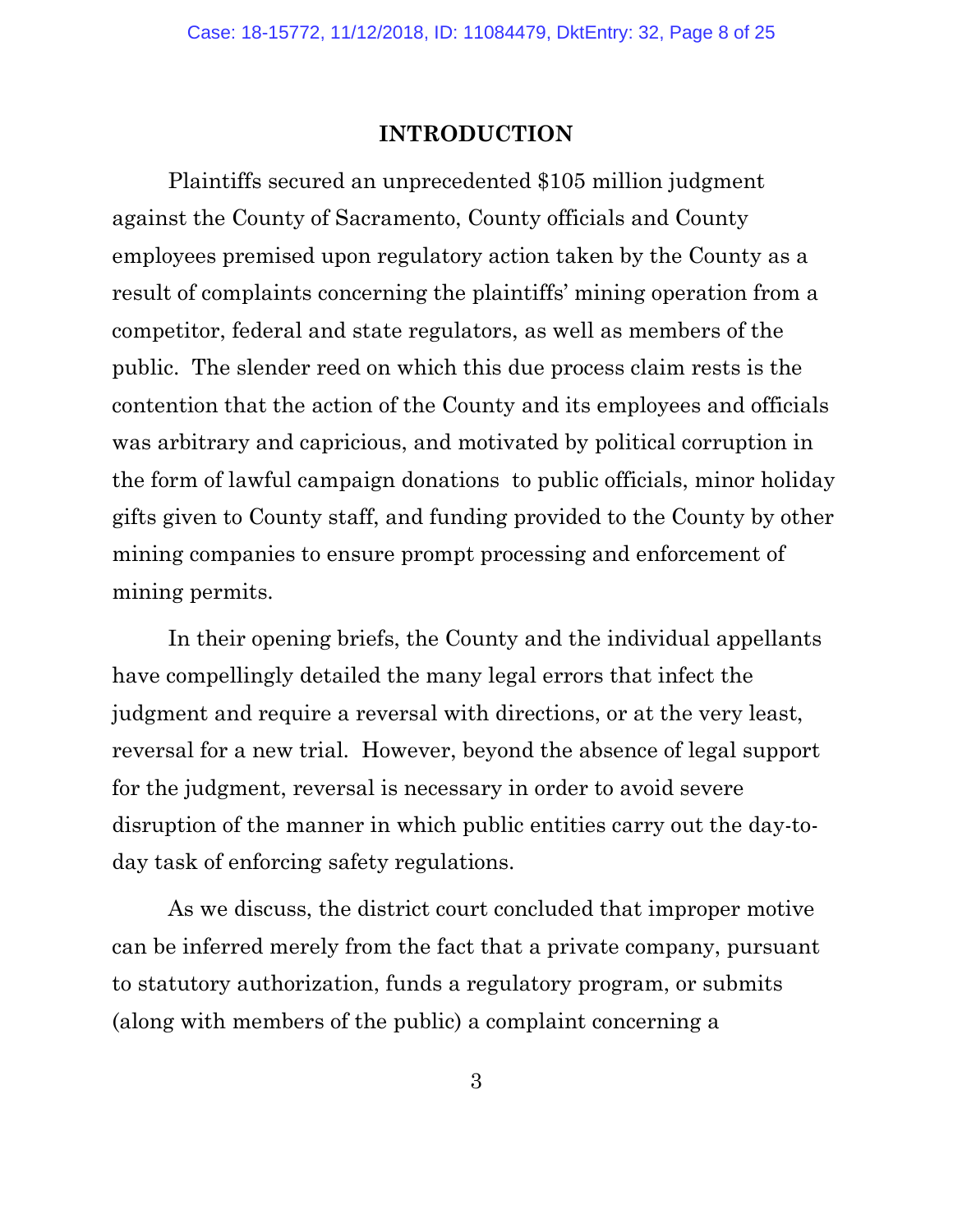## INTRODUCTION

Plaintiffs secured an unprecedented $105 million judgment against the County of Sacramento, County officials and County employees premised upon regulatory action taken by the County as a result of complaints concerning the plaintiffs' mining operation from a competitor, federal and state regulators, as well as members of the public. The slender reed on which this due process claim rests is the contention that the action of the County and its employees and officials was arbitrary and capricious, and motivated by political corruption in the form of lawful campaign donations to public officials, minor holiday gifts given to County staff, and funding provided to the County by other mining companies to ensure prompt processing and enforcement of mining permits.

In their opening briefs, the County and the individual appellants have compellingly detailed the many legal errors that infect the judgment and require a reversal with directions, or at the very least, reversal for a new trial. However, beyond the absence of legal support for the judgment, reversal is necessary in order to avoid severe disruption of the manner in which public entities carry out the day-to-day task of enforcing safety regulations.

As we discuss, the district court concluded that improper motive can be inferred merely from the fact that a private company, pursuant to statutory authorization, funds a regulatory program, or submits (along with members of the public) a complaint concerning a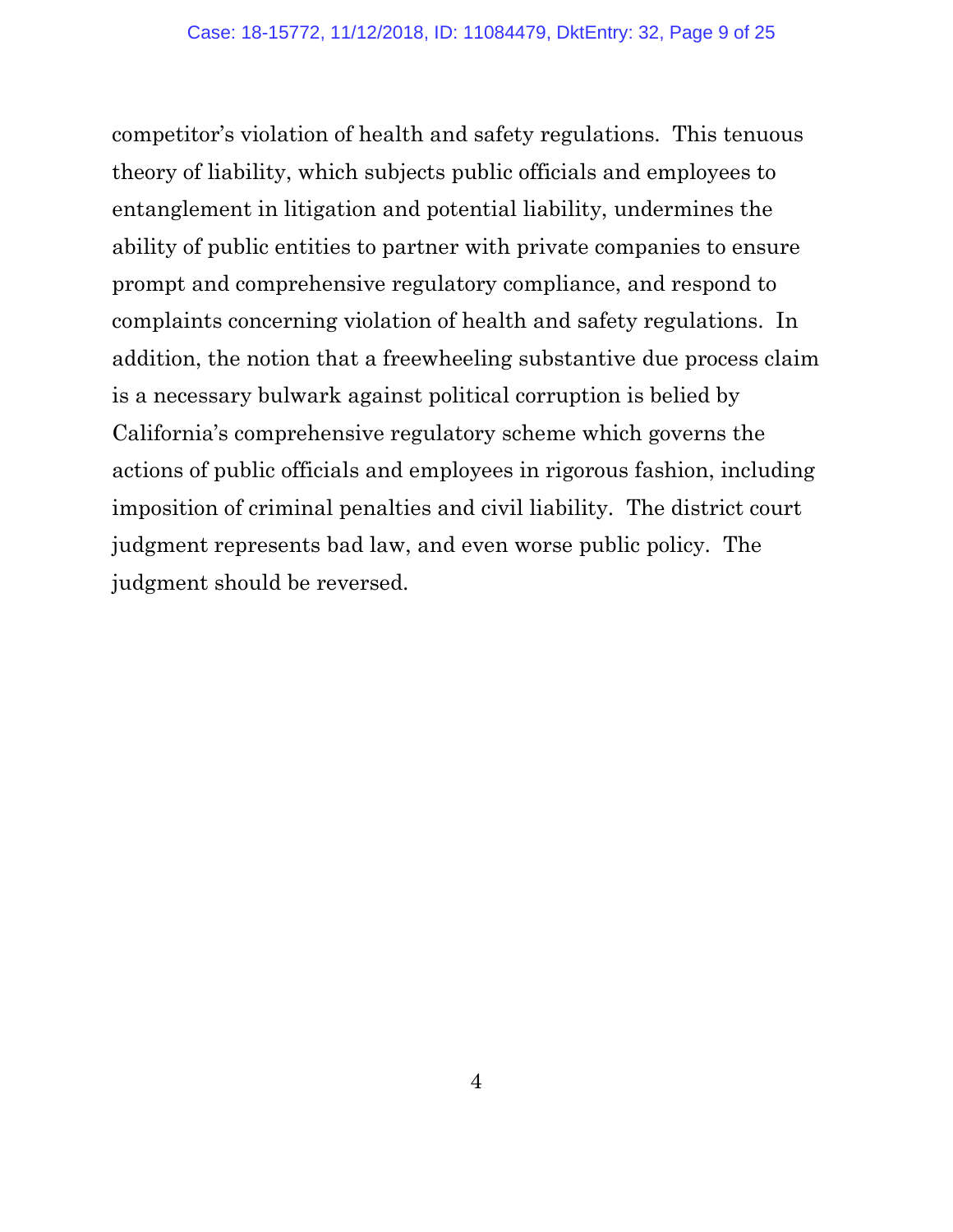competitor's violation of health and safety regulations. This tenuous theory of liability, which subjects public officials and employees to entanglement in litigation and potential liability, undermines the ability of public entities to partner with private companies to ensure prompt and comprehensive regulatory compliance, and respond to complaints concerning violation of health and safety regulations. In addition, the notion that a freewheeling substantive due process claim is a necessary bulwark against political corruption is belied by California's comprehensive regulatory scheme which governs the actions of public officials and employees in rigorous fashion, including imposition of criminal penalties and civil liability. The district court judgment represents bad law, and even worse public policy. The judgment should be reversed.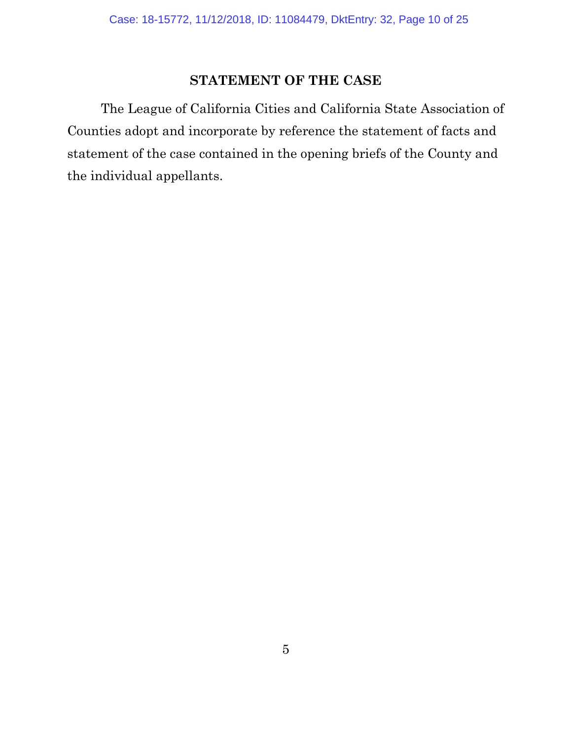## STATEMENT OF THE CASE

The League of California Cities and California State Association of Counties adopt and incorporate by reference the statement of facts and statement of the case contained in the opening briefs of the County and the individual appellants.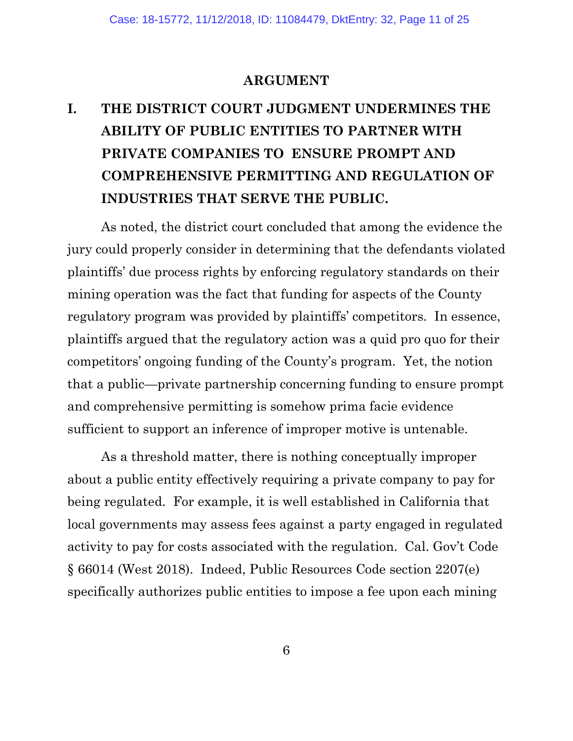## ARGUMENT

### I. THE DISTRICT COURT JUDGMENT UNDERMINES THE ABILITY OF PUBLIC ENTITIES TO PARTNER WITH PRIVATE COMPANIES TO ENSURE PROMPT AND COMPREHENSIVE PERMITTING AND REGULATION OF INDUSTRIES THAT SERVE THE PUBLIC.

As noted, the district court concluded that among the evidence the jury could properly consider in determining that the defendants violated plaintiffs' due process rights by enforcing regulatory standards on their mining operation was the fact that funding for aspects of the County regulatory program was provided by plaintiffs' competitors. In essence, plaintiffs argued that the regulatory action was a quid pro quo for their competitors' ongoing funding of the County's program. Yet, the notion that a public—private partnership concerning funding to ensure prompt and comprehensive permitting is somehow prima facie evidence sufficient to support an inference of improper motive is untenable.

As a threshold matter, there is nothing conceptually improper about a public entity effectively requiring a private company to pay for being regulated. For example, it is well established in California that local governments may assess fees against a party engaged in regulated activity to pay for costs associated with the regulation. Cal. Gov't Code § 66014 (West 2018). Indeed, Public Resources Code section 2207(e) specifically authorizes public entities to impose a fee upon each mining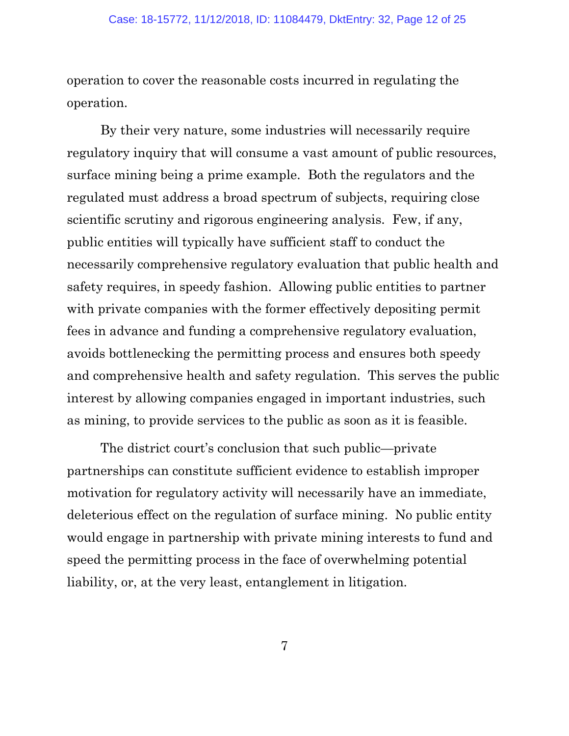operation to cover the reasonable costs incurred in regulating the operation.

By their very nature, some industries will necessarily require regulatory inquiry that will consume a vast amount of public resources, surface mining being a prime example. Both the regulators and the regulated must address a broad spectrum of subjects, requiring close scientific scrutiny and rigorous engineering analysis. Few, if any, public entities will typically have sufficient staff to conduct the necessarily comprehensive regulatory evaluation that public health and safety requires, in speedy fashion. Allowing public entities to partner with private companies with the former effectively depositing permit fees in advance and funding a comprehensive regulatory evaluation, avoids bottlenecking the permitting process and ensures both speedy and comprehensive health and safety regulation. This serves the public interest by allowing companies engaged in important industries, such as mining, to provide services to the public as soon as it is feasible.

The district court's conclusion that such public—private partnerships can constitute sufficient evidence to establish improper motivation for regulatory activity will necessarily have an immediate, deleterious effect on the regulation of surface mining. No public entity would engage in partnership with private mining interests to fund and speed the permitting process in the face of overwhelming potential liability, or, at the very least, entanglement in litigation.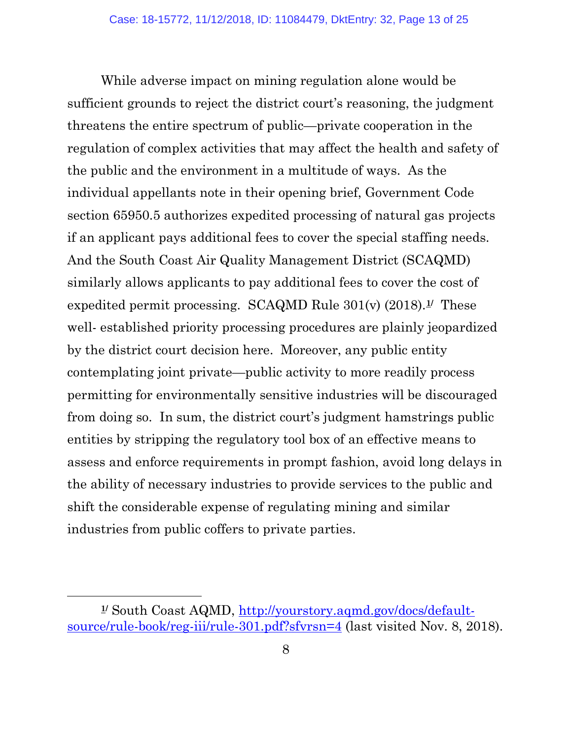While adverse impact on mining regulation alone would be sufficient grounds to reject the district court's reasoning, the judgment threatens the entire spectrum of public—private cooperation in the regulation of complex activities that may affect the health and safety of the public and the environment in a multitude of ways. As the individual appellants note in their opening brief, Government Code section 65950.5 authorizes expedited processing of natural gas projects if an applicant pays additional fees to cover the special staffing needs. And the South Coast Air Quality Management District (SCAQMD) similarly allows applicants to pay additional fees to cover the cost of expedited permit processing. SCAQMD Rule 301(v) (2018).[1] These well- established priority processing procedures are plainly jeopardized by the district court decision here. Moreover, any public entity contemplating joint private—public activity to more readily process permitting for environmentally sensitive industries will be discouraged from doing so. In sum, the district court's judgment hamstrings public entities by stripping the regulatory tool box of an effective means to assess and enforce requirements in prompt fashion, avoid long delays in the ability of necessary industries to provide services to the public and shift the considerable expense of regulating mining and similar industries from public coffers to private parties.

---

[1] South Coast AQMD, http://yourstory.aqmd.gov/docs/default-source/rule-book/reg-iii/rule-301.pdf?sfvrsn=4 (last visited Nov. 8, 2018).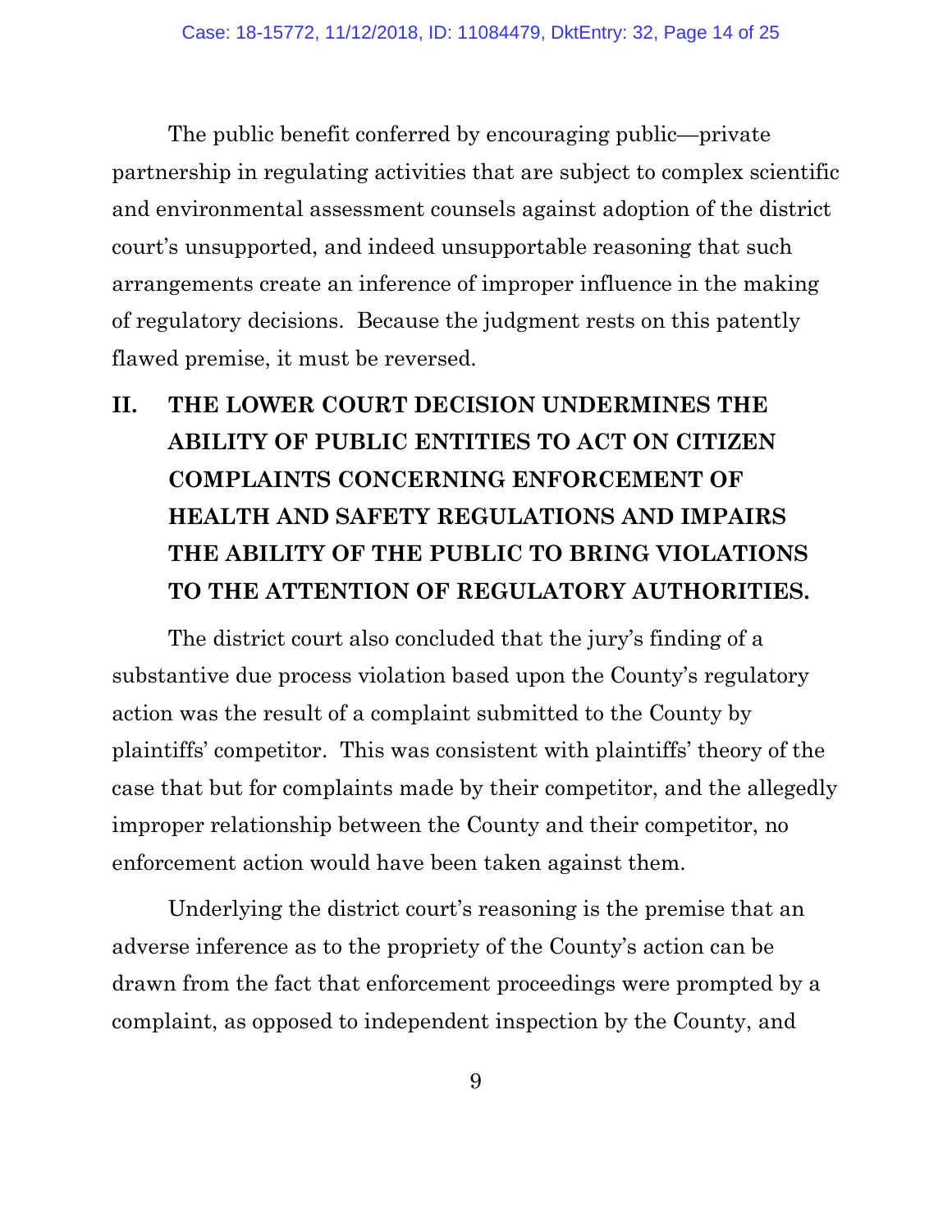The public benefit conferred by encouraging public—private partnership in regulating activities that are subject to complex scientific and environmental assessment counsels against adoption of the district court's unsupported, and indeed unsupportable reasoning that such arrangements create an inference of improper influence in the making of regulatory decisions. Because the judgment rests on this patently flawed premise, it must be reversed.

## II. THE LOWER COURT DECISION UNDERMINES THE ABILITY OF PUBLIC ENTITIES TO ACT ON CITIZEN COMPLAINTS CONCERNING ENFORCEMENT OF HEALTH AND SAFETY REGULATIONS AND IMPAIRS THE ABILITY OF THE PUBLIC TO BRING VIOLATIONS TO THE ATTENTION OF REGULATORY AUTHORITIES.

The district court also concluded that the jury's finding of a substantive due process violation based upon the County's regulatory action was the result of a complaint submitted to the County by plaintiffs' competitor. This was consistent with plaintiffs' theory of the case that but for complaints made by their competitor, and the allegedly improper relationship between the County and their competitor, no enforcement action would have been taken against them.

Underlying the district court's reasoning is the premise that an adverse inference as to the propriety of the County's action can be drawn from the fact that enforcement proceedings were prompted by a complaint, as opposed to independent inspection by the County, and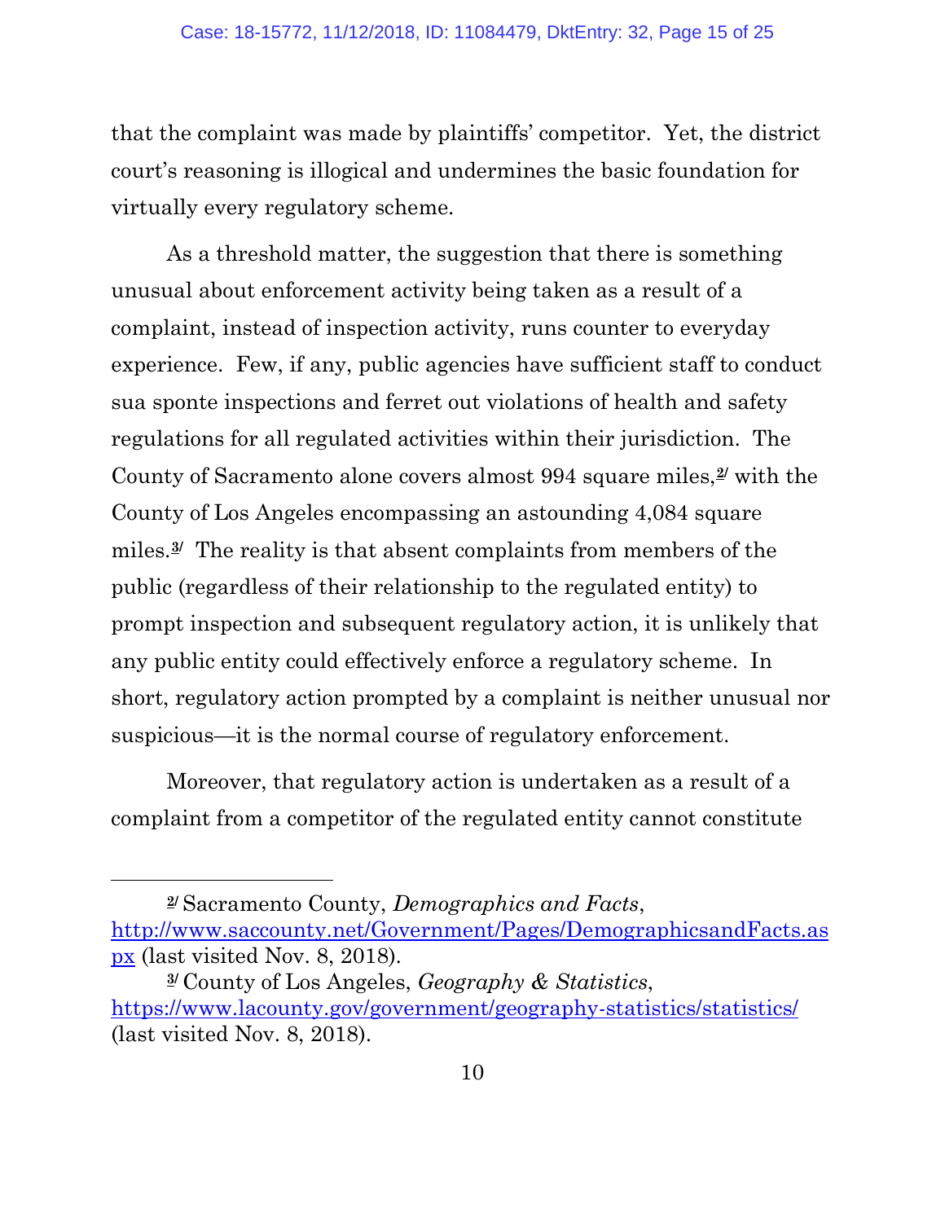that the complaint was made by plaintiffs' competitor. Yet, the district court's reasoning is illogical and undermines the basic foundation for virtually every regulatory scheme.

As a threshold matter, the suggestion that there is something unusual about enforcement activity being taken as a result of a complaint, instead of inspection activity, runs counter to everyday experience. Few, if any, public agencies have sufficient staff to conduct sua sponte inspections and ferret out violations of health and safety regulations for all regulated activities within their jurisdiction. The County of Sacramento alone covers almost 994 square miles,[2] with the County of Los Angeles encompassing an astounding 4,084 square miles.[3] The reality is that absent complaints from members of the public (regardless of their relationship to the regulated entity) to prompt inspection and subsequent regulatory action, it is unlikely that any public entity could effectively enforce a regulatory scheme. In short, regulatory action prompted by a complaint is neither unusual nor suspicious—it is the normal course of regulatory enforcement.

Moreover, that regulatory action is undertaken as a result of a complaint from a competitor of the regulated entity cannot constitute

---

[2] Sacramento County, *Demographics and Facts*, http://www.saccounty.net/Government/Pages/DemographicsandFacts.aspx (last visited Nov. 8, 2018).

[3] County of Los Angeles, *Geography & Statistics*, https://www.lacounty.gov/government/geography-statistics/statistics/ (last visited Nov. 8, 2018).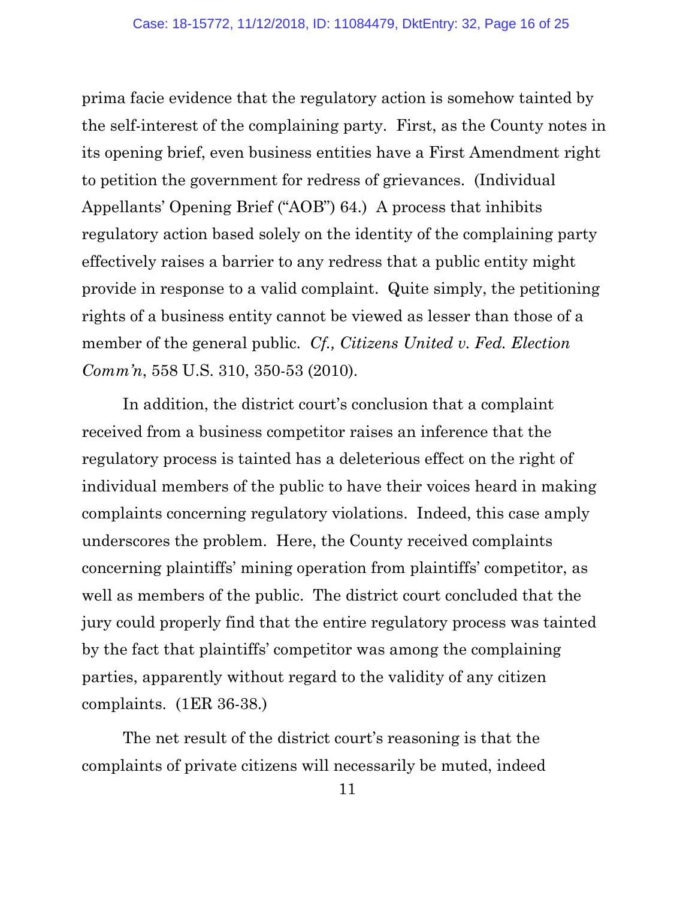prima facie evidence that the regulatory action is somehow tainted by the self-interest of the complaining party. First, as the County notes in its opening brief, even business entities have a First Amendment right to petition the government for redress of grievances. (Individual Appellants' Opening Brief ("AOB") 64.) A process that inhibits regulatory action based solely on the identity of the complaining party effectively raises a barrier to any redress that a public entity might provide in response to a valid complaint. Quite simply, the petitioning rights of a business entity cannot be viewed as lesser than those of a member of the general public. *Cf., Citizens United v. Fed. Election Comm'n*, 558 U.S. 310, 350-53 (2010).

In addition, the district court's conclusion that a complaint received from a business competitor raises an inference that the regulatory process is tainted has a deleterious effect on the right of individual members of the public to have their voices heard in making complaints concerning regulatory violations. Indeed, this case amply underscores the problem. Here, the County received complaints concerning plaintiffs' mining operation from plaintiffs' competitor, as well as members of the public. The district court concluded that the jury could properly find that the entire regulatory process was tainted by the fact that plaintiffs' competitor was among the complaining parties, apparently without regard to the validity of any citizen complaints. (1ER 36-38.)

The net result of the district court's reasoning is that the complaints of private citizens will necessarily be muted, indeed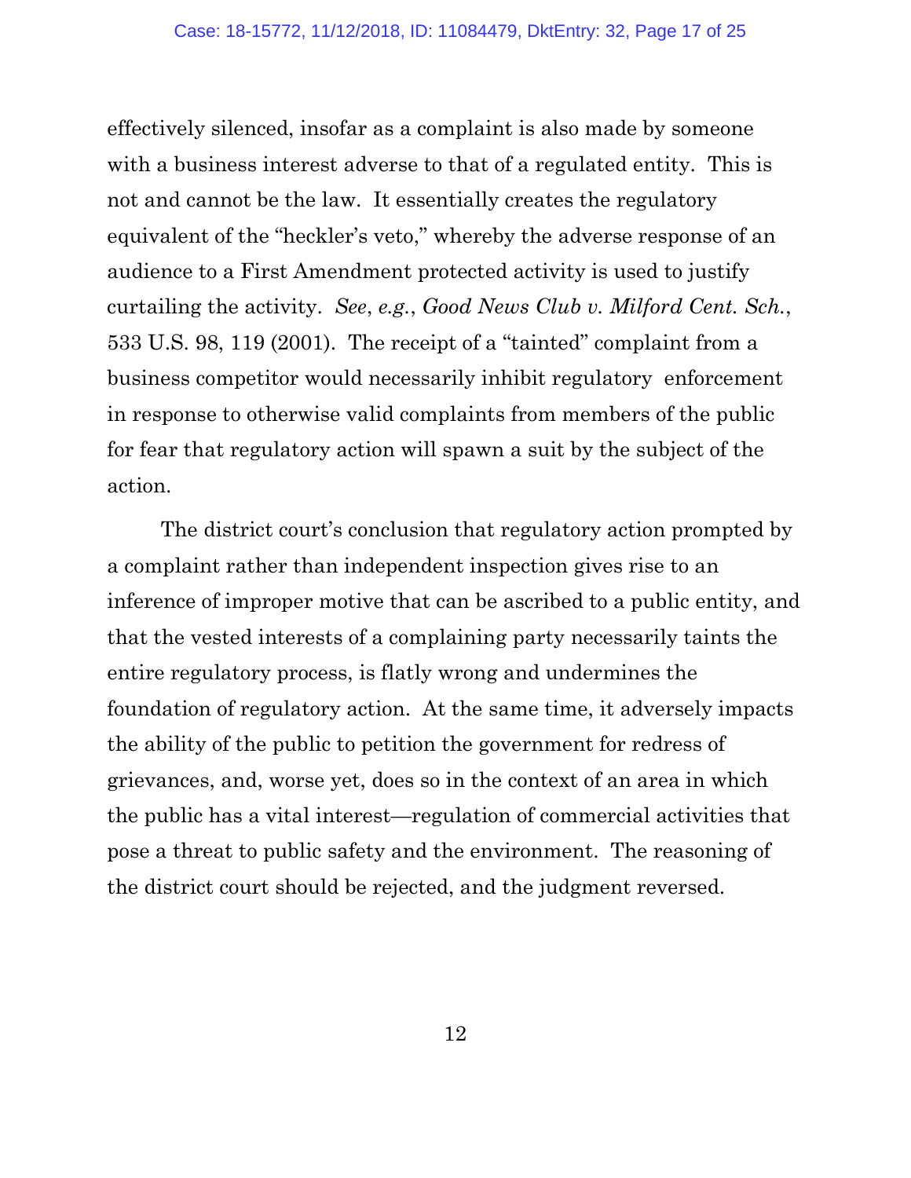effectively silenced, insofar as a complaint is also made by someone with a business interest adverse to that of a regulated entity. This is not and cannot be the law. It essentially creates the regulatory equivalent of the "heckler's veto," whereby the adverse response of an audience to a First Amendment protected activity is used to justify curtailing the activity. *See*, *e.g.*, *Good News Club v. Milford Cent. Sch.*, 533 U.S. 98, 119 (2001). The receipt of a "tainted" complaint from a business competitor would necessarily inhibit regulatory enforcement in response to otherwise valid complaints from members of the public for fear that regulatory action will spawn a suit by the subject of the action.

The district court's conclusion that regulatory action prompted by a complaint rather than independent inspection gives rise to an inference of improper motive that can be ascribed to a public entity, and that the vested interests of a complaining party necessarily taints the entire regulatory process, is flatly wrong and undermines the foundation of regulatory action. At the same time, it adversely impacts the ability of the public to petition the government for redress of grievances, and, worse yet, does so in the context of an area in which the public has a vital interest—regulation of commercial activities that pose a threat to public safety and the environment. The reasoning of the district court should be rejected, and the judgment reversed.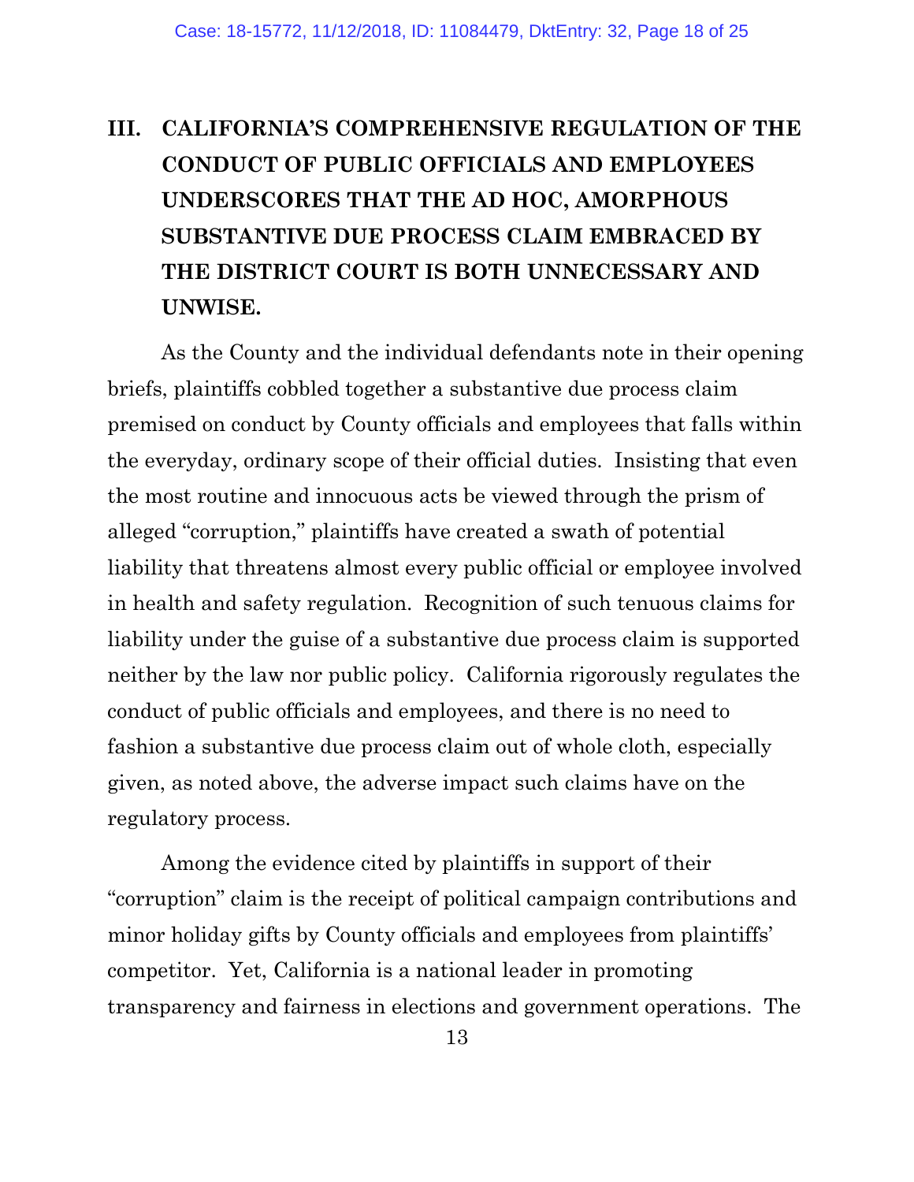## III. CALIFORNIA'S COMPREHENSIVE REGULATION OF THE CONDUCT OF PUBLIC OFFICIALS AND EMPLOYEES UNDERSCORES THAT THE AD HOC, AMORPHOUS SUBSTANTIVE DUE PROCESS CLAIM EMBRACED BY THE DISTRICT COURT IS BOTH UNNECESSARY AND UNWISE.

As the County and the individual defendants note in their opening briefs, plaintiffs cobbled together a substantive due process claim premised on conduct by County officials and employees that falls within the everyday, ordinary scope of their official duties. Insisting that even the most routine and innocuous acts be viewed through the prism of alleged "corruption," plaintiffs have created a swath of potential liability that threatens almost every public official or employee involved in health and safety regulation. Recognition of such tenuous claims for liability under the guise of a substantive due process claim is supported neither by the law nor public policy. California rigorously regulates the conduct of public officials and employees, and there is no need to fashion a substantive due process claim out of whole cloth, especially given, as noted above, the adverse impact such claims have on the regulatory process.

Among the evidence cited by plaintiffs in support of their "corruption" claim is the receipt of political campaign contributions and minor holiday gifts by County officials and employees from plaintiffs' competitor. Yet, California is a national leader in promoting transparency and fairness in elections and government operations. The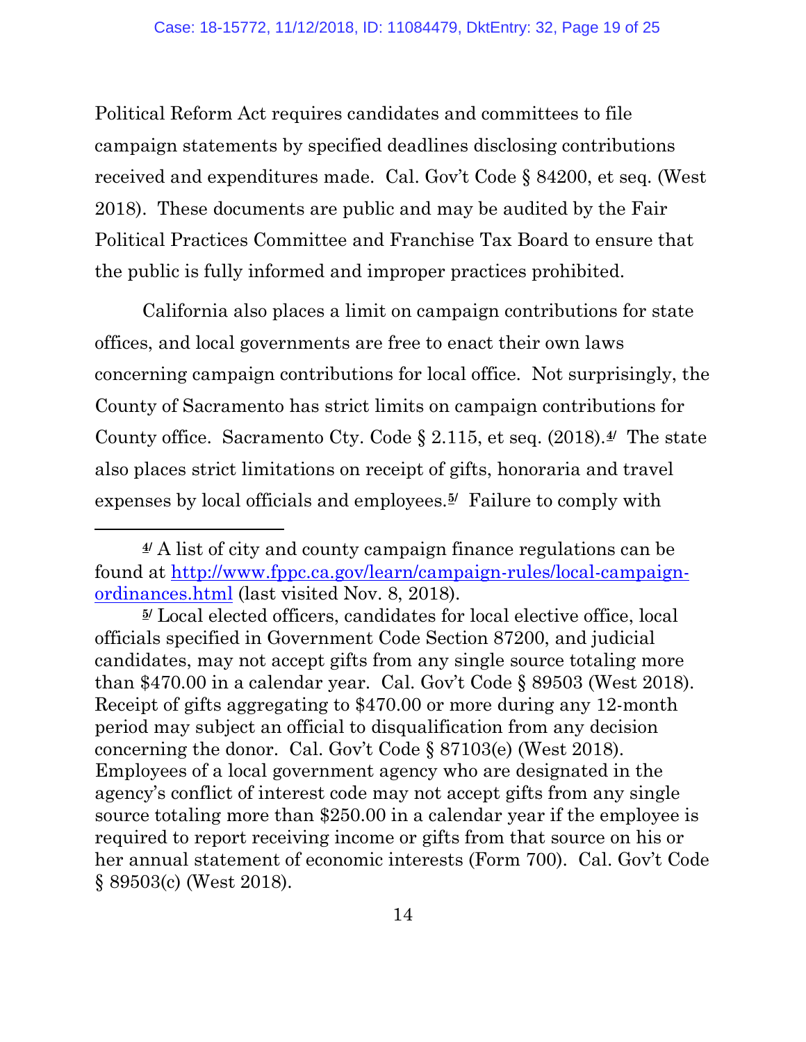Political Reform Act requires candidates and committees to file campaign statements by specified deadlines disclosing contributions received and expenditures made. Cal. Gov't Code § 84200, et seq. (West 2018). These documents are public and may be audited by the Fair Political Practices Committee and Franchise Tax Board to ensure that the public is fully informed and improper practices prohibited.

California also places a limit on campaign contributions for state offices, and local governments are free to enact their own laws concerning campaign contributions for local office. Not surprisingly, the County of Sacramento has strict limits on campaign contributions for County office. Sacramento Cty. Code § 2.115, et seq. (2018).[4] The state also places strict limitations on receipt of gifts, honoraria and travel expenses by local officials and employees.[5] Failure to comply with

---

[4] A list of city and county campaign finance regulations can be found at http://www.fppc.ca.gov/learn/campaign-rules/local-campaign-ordinances.html (last visited Nov. 8, 2018).

[5] Local elected officers, candidates for local elective office, local officials specified in Government Code Section 87200, and judicial candidates, may not accept gifts from any single source totaling more than $470.00 in a calendar year. Cal. Gov't Code § 89503 (West 2018). Receipt of gifts aggregating to $470.00 or more during any 12-month period may subject an official to disqualification from any decision concerning the donor. Cal. Gov't Code § 87103(e) (West 2018). Employees of a local government agency who are designated in the agency's conflict of interest code may not accept gifts from any single source totaling more than $250.00 in a calendar year if the employee is required to report receiving income or gifts from that source on his or her annual statement of economic interests (Form 700). Cal. Gov't Code § 89503(c) (West 2018).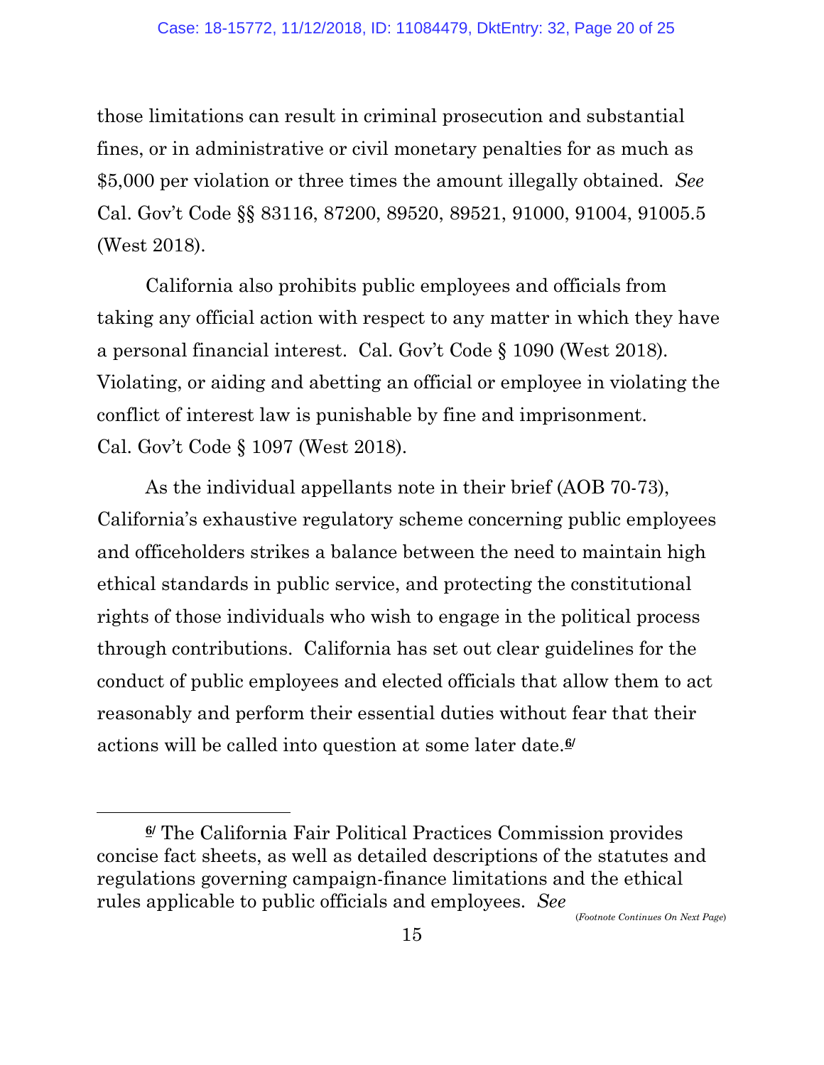those limitations can result in criminal prosecution and substantial fines, or in administrative or civil monetary penalties for as much as $5,000 per violation or three times the amount illegally obtained. *See* Cal. Gov't Code §§ 83116, 87200, 89520, 89521, 91000, 91004, 91005.5 (West 2018).

California also prohibits public employees and officials from taking any official action with respect to any matter in which they have a personal financial interest. Cal. Gov't Code § 1090 (West 2018). Violating, or aiding and abetting an official or employee in violating the conflict of interest law is punishable by fine and imprisonment. Cal. Gov't Code § 1097 (West 2018).

As the individual appellants note in their brief (AOB 70-73), California's exhaustive regulatory scheme concerning public employees and officeholders strikes a balance between the need to maintain high ethical standards in public service, and protecting the constitutional rights of those individuals who wish to engage in the political process through contributions. California has set out clear guidelines for the conduct of public employees and elected officials that allow them to act reasonably and perform their essential duties without fear that their actions will be called into question at some later date.[6]

---

[6] The California Fair Political Practices Commission provides concise fact sheets, as well as detailed descriptions of the statutes and regulations governing campaign-finance limitations and the ethical rules applicable to public officials and employees. *See*

(*Footnote Continues On Next Page*)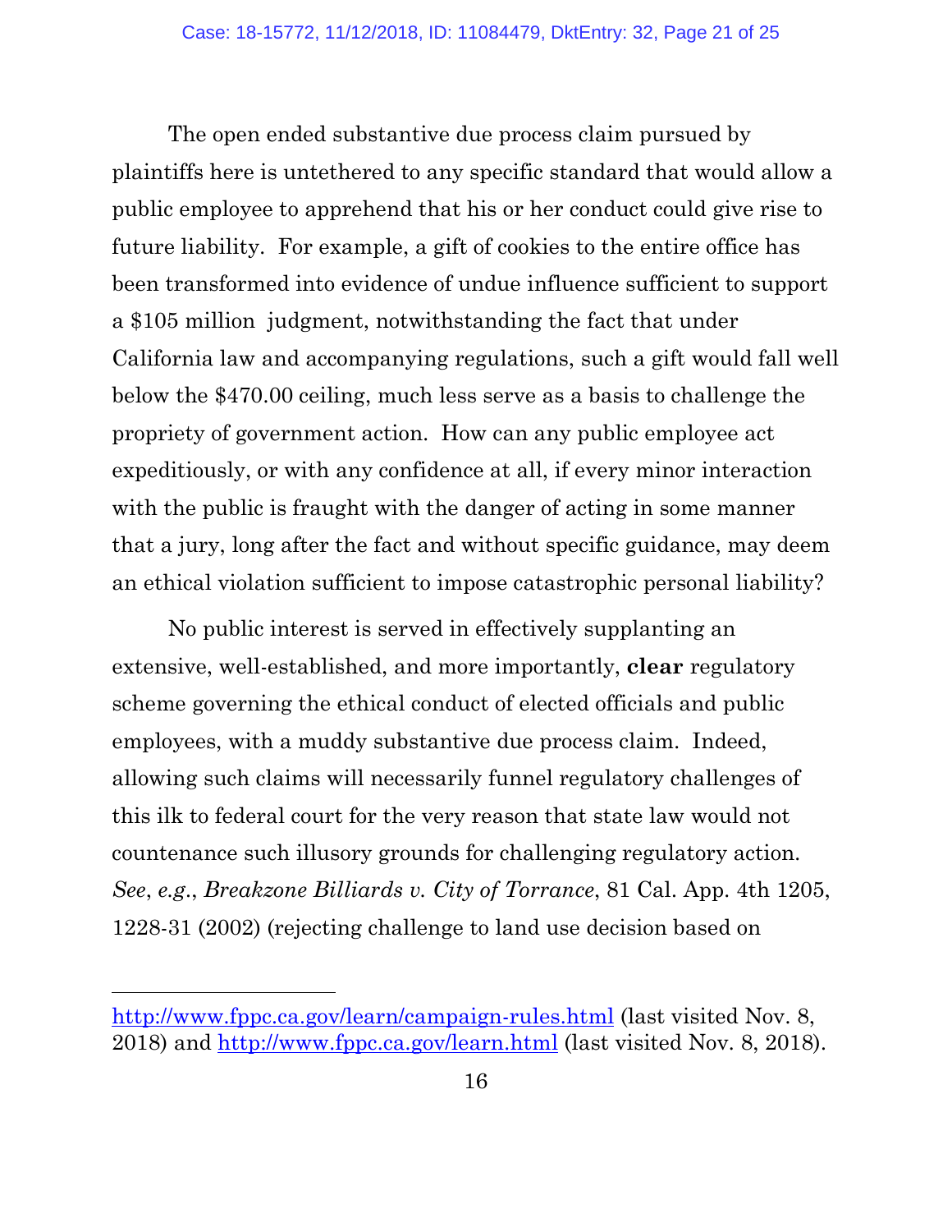The open ended substantive due process claim pursued by plaintiffs here is untethered to any specific standard that would allow a public employee to apprehend that his or her conduct could give rise to future liability. For example, a gift of cookies to the entire office has been transformed into evidence of undue influence sufficient to support a $105 million judgment, notwithstanding the fact that under California law and accompanying regulations, such a gift would fall well below the $470.00 ceiling, much less serve as a basis to challenge the propriety of government action. How can any public employee act expeditiously, or with any confidence at all, if every minor interaction with the public is fraught with the danger of acting in some manner that a jury, long after the fact and without specific guidance, may deem an ethical violation sufficient to impose catastrophic personal liability?

No public interest is served in effectively supplanting an extensive, well-established, and more importantly, **clear** regulatory scheme governing the ethical conduct of elected officials and public employees, with a muddy substantive due process claim. Indeed, allowing such claims will necessarily funnel regulatory challenges of this ilk to federal court for the very reason that state law would not countenance such illusory grounds for challenging regulatory action. *See*, *e.g.*, *Breakzone Billiards v. City of Torrance*, 81 Cal. App. 4th 1205, 1228-31 (2002) (rejecting challenge to land use decision based on

---

http://www.fppc.ca.gov/learn/campaign-rules.html (last visited Nov. 8, 2018) and http://www.fppc.ca.gov/learn.html (last visited Nov. 8, 2018).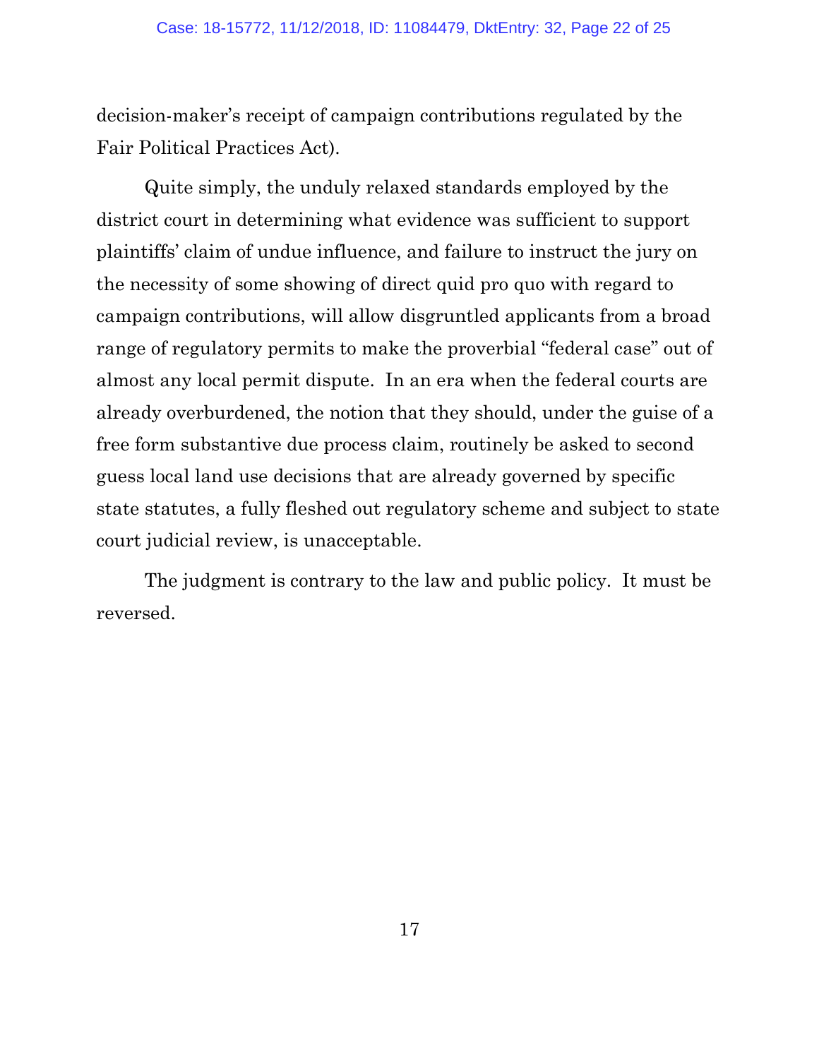decision-maker's receipt of campaign contributions regulated by the Fair Political Practices Act).

Quite simply, the unduly relaxed standards employed by the district court in determining what evidence was sufficient to support plaintiffs' claim of undue influence, and failure to instruct the jury on the necessity of some showing of direct quid pro quo with regard to campaign contributions, will allow disgruntled applicants from a broad range of regulatory permits to make the proverbial "federal case" out of almost any local permit dispute. In an era when the federal courts are already overburdened, the notion that they should, under the guise of a free form substantive due process claim, routinely be asked to second guess local land use decisions that are already governed by specific state statutes, a fully fleshed out regulatory scheme and subject to state court judicial review, is unacceptable.

The judgment is contrary to the law and public policy. It must be reversed.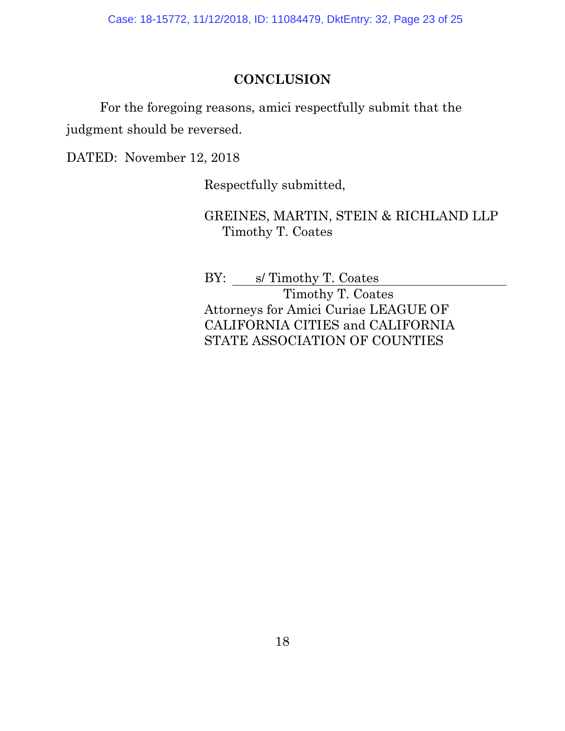## CONCLUSION

For the foregoing reasons, amici respectfully submit that the judgment should be reversed.

DATED: November 12, 2018

Respectfully submitted,

GREINES, MARTIN, STEIN & RICHLAND LLP
Timothy T. Coates

BY: s/ Timothy T. Coates
Timothy T. Coates
Attorneys for Amici Curiae LEAGUE OF CALIFORNIA CITIES and CALIFORNIA STATE ASSOCIATION OF COUNTIES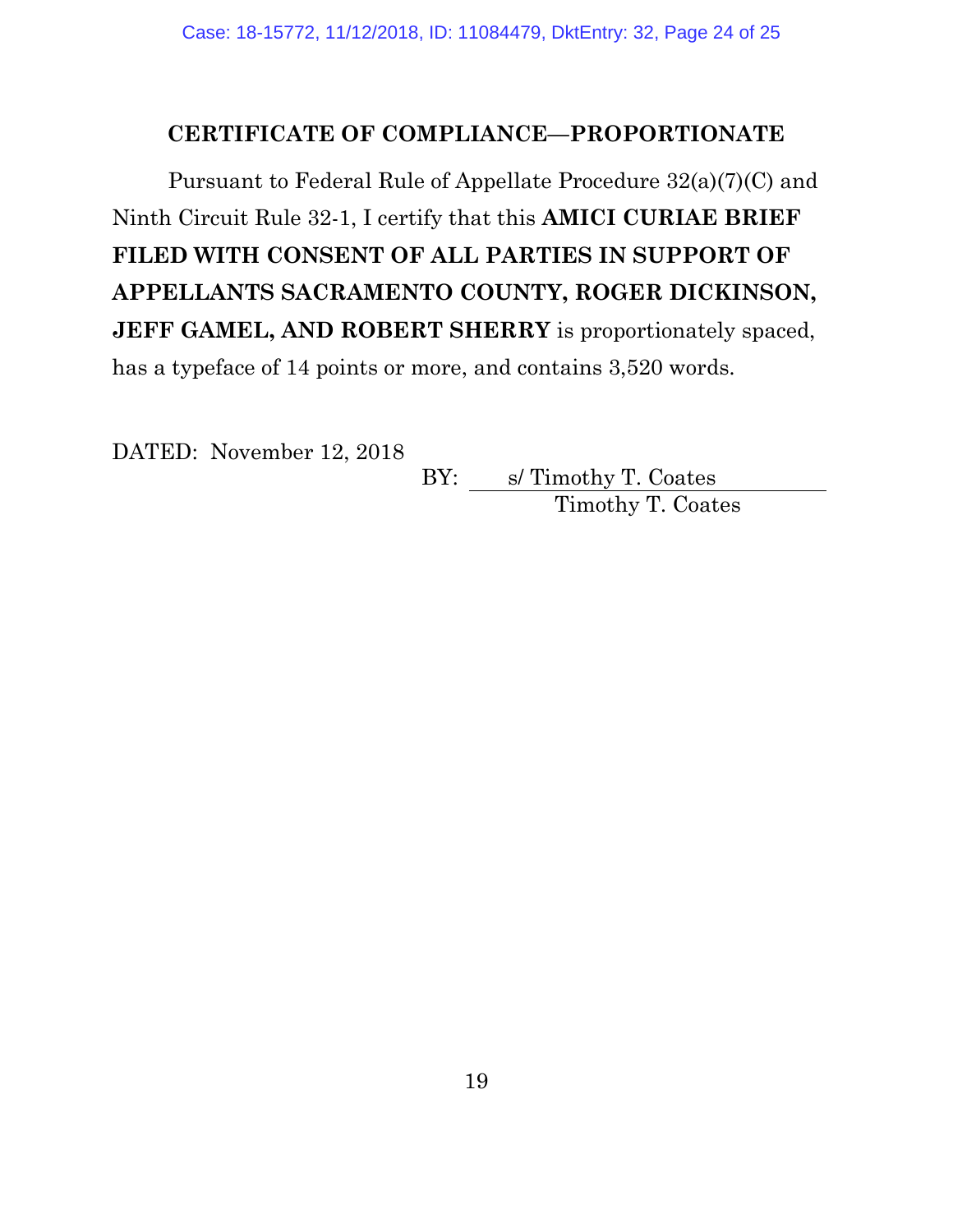## CERTIFICATE OF COMPLIANCE—PROPORTIONATE

Pursuant to Federal Rule of Appellate Procedure 32(a)(7)(C) and Ninth Circuit Rule 32-1, I certify that this **AMICI CURIAE BRIEF FILED WITH CONSENT OF ALL PARTIES IN SUPPORT OF APPELLANTS SACRAMENTO COUNTY, ROGER DICKINSON, JEFF GAMEL, AND ROBERT SHERRY** is proportionately spaced, has a typeface of 14 points or more, and contains 3,520 words.

DATED: November 12, 2018

BY: s/ Timothy T. Coates
Timothy T. Coates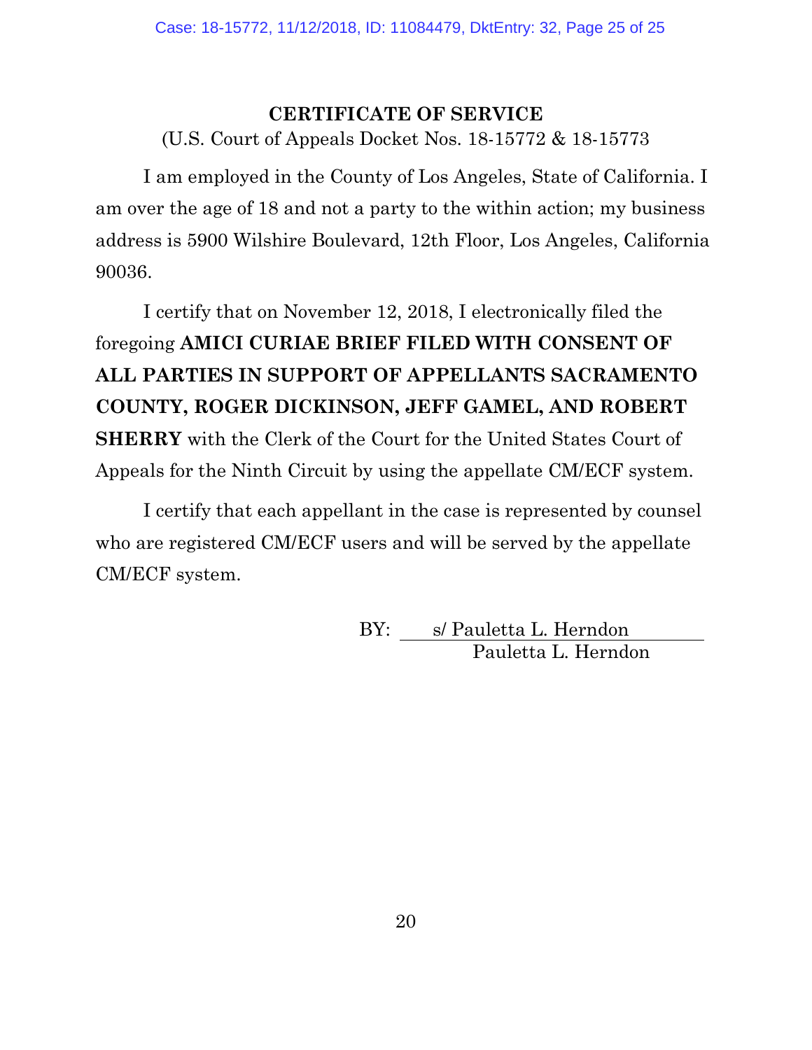**CERTIFICATE OF SERVICE**

(U.S. Court of Appeals Docket Nos. 18-15772 & 18-15773

I am employed in the County of Los Angeles, State of California. I am over the age of 18 and not a party to the within action; my business address is 5900 Wilshire Boulevard, 12th Floor, Los Angeles, California 90036.

I certify that on November 12, 2018, I electronically filed the foregoing **AMICI CURIAE BRIEF FILED WITH CONSENT OF ALL PARTIES IN SUPPORT OF APPELLANTS SACRAMENTO COUNTY, ROGER DICKINSON, JEFF GAMEL, AND ROBERT SHERRY** with the Clerk of the Court for the United States Court of Appeals for the Ninth Circuit by using the appellate CM/ECF system.

I certify that each appellant in the case is represented by counsel who are registered CM/ECF users and will be served by the appellate CM/ECF system.

BY: s/ Pauletta L. Herndon
Pauletta L. Herndon